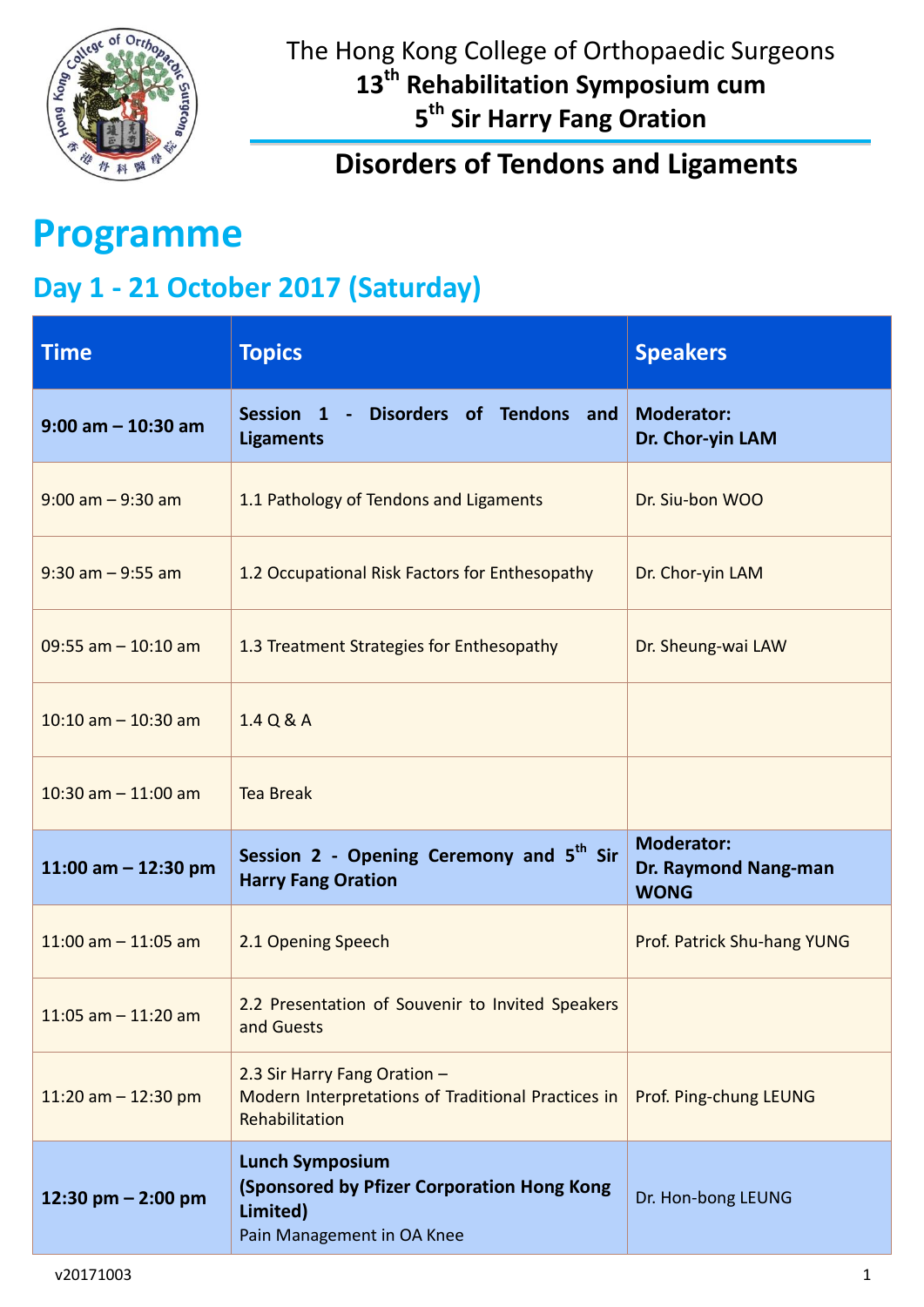The Hong Kong College of Orthopaedic Surgeons

**13th Rehabilitation Symposium cum**
**5th Sir Harry Fang Oration**

## Disorders of Tendons and Ligaments

# Programme

## Day 1 - 21 October 2017 (Saturday)

| Time | Topics | Speakers |
|---|---|---|
| **9:00 am – 10:30 am** | **Session 1 - Disorders of Tendons and Ligaments** | **Moderator: Dr. Chor-yin LAM** |
| 9:00 am – 9:30 am | 1.1 Pathology of Tendons and Ligaments | Dr. Siu-bon WOO |
| 9:30 am – 9:55 am | 1.2 Occupational Risk Factors for Enthesopathy | Dr. Chor-yin LAM |
| 09:55 am – 10:10 am | 1.3 Treatment Strategies for Enthesopathy | Dr. Sheung-wai LAW |
| 10:10 am – 10:30 am | 1.4 Q & A | |
| 10:30 am – 11:00 am | Tea Break | |
| **11:00 am – 12:30 pm** | **Session 2 - Opening Ceremony and 5th Sir Harry Fang Oration** | **Moderator: Dr. Raymond Nang-man WONG** |
| 11:00 am – 11:05 am | 2.1 Opening Speech | Prof. Patrick Shu-hang YUNG |
| 11:05 am – 11:20 am | 2.2 Presentation of Souvenir to Invited Speakers and Guests | |
| 11:20 am – 12:30 pm | 2.3 Sir Harry Fang Oration – Modern Interpretations of Traditional Practices in Rehabilitation | Prof. Ping-chung LEUNG |
| **12:30 pm – 2:00 pm** | **Lunch Symposium (Sponsored by Pfizer Corporation Hong Kong Limited)** Pain Management in OA Knee | Dr. Hon-bong LEUNG |

v20171003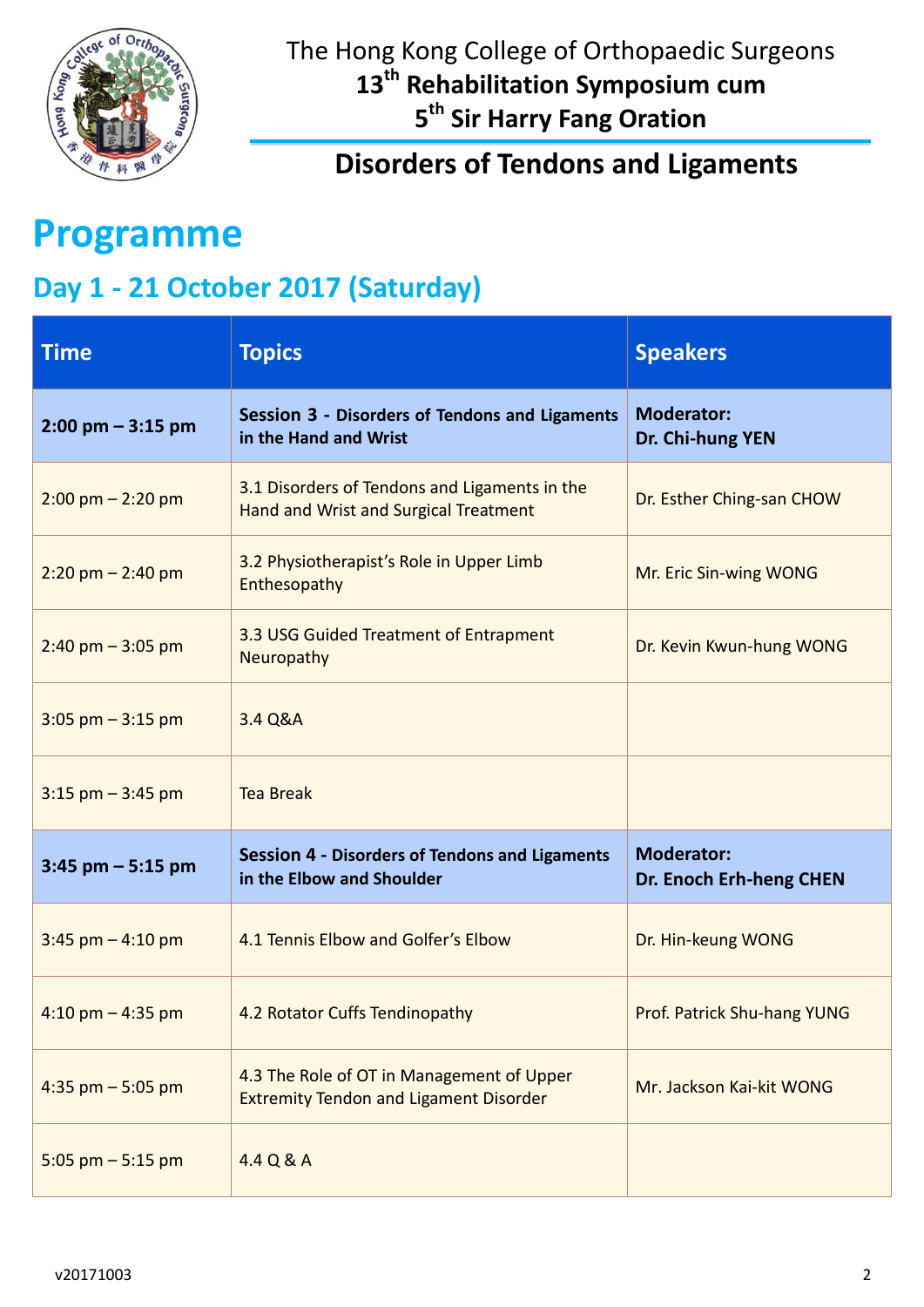The Hong Kong College of Orthopaedic Surgeons

**13th Rehabilitation Symposium cum**
**5th Sir Harry Fang Oration**

## Disorders of Tendons and Ligaments

# Programme

## Day 1 - 21 October 2017 (Saturday)

| Time | Topics | Speakers |
|---|---|---|
| **2:00 pm – 3:15 pm** | **Session 3 - Disorders of Tendons and Ligaments in the Hand and Wrist** | **Moderator: Dr. Chi-hung YEN** |
| 2:00 pm – 2:20 pm | 3.1 Disorders of Tendons and Ligaments in the Hand and Wrist and Surgical Treatment | Dr. Esther Ching-san CHOW |
| 2:20 pm – 2:40 pm | 3.2 Physiotherapist's Role in Upper Limb Enthesopathy | Mr. Eric Sin-wing WONG |
| 2:40 pm – 3:05 pm | 3.3 USG Guided Treatment of Entrapment Neuropathy | Dr. Kevin Kwun-hung WONG |
| 3:05 pm – 3:15 pm | 3.4 Q&A | |
| 3:15 pm – 3:45 pm | Tea Break | |
| **3:45 pm – 5:15 pm** | **Session 4 - Disorders of Tendons and Ligaments in the Elbow and Shoulder** | **Moderator: Dr. Enoch Erh-heng CHEN** |
| 3:45 pm – 4:10 pm | 4.1 Tennis Elbow and Golfer's Elbow | Dr. Hin-keung WONG |
| 4:10 pm – 4:35 pm | 4.2 Rotator Cuffs Tendinopathy | Prof. Patrick Shu-hang YUNG |
| 4:35 pm – 5:05 pm | 4.3 The Role of OT in Management of Upper Extremity Tendon and Ligament Disorder | Mr. Jackson Kai-kit WONG |
| 5:05 pm – 5:15 pm | 4.4 Q & A | |

v20171003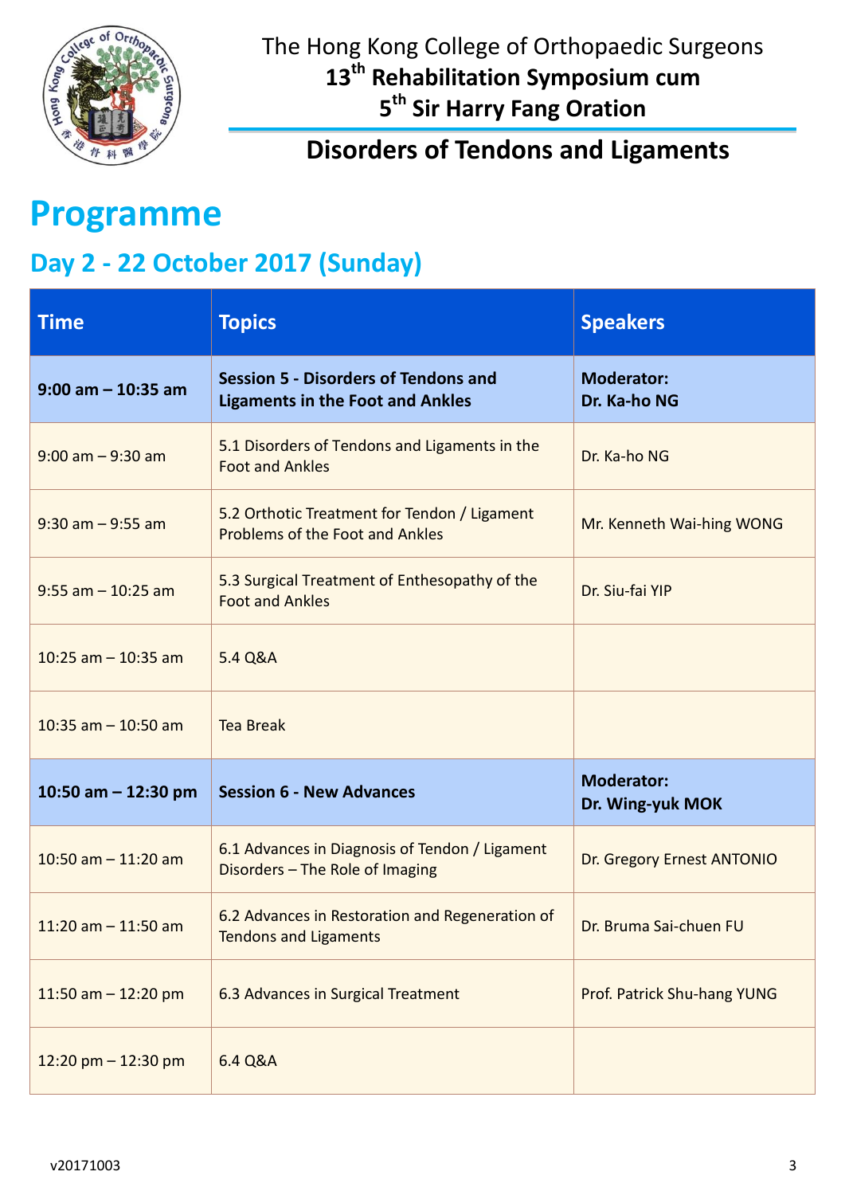The Hong Kong College of Orthopaedic Surgeons

**13th Rehabilitation Symposium cum**

**5th Sir Harry Fang Oration**

## Disorders of Tendons and Ligaments

# Programme

## Day 2 - 22 October 2017 (Sunday)

| Time | Topics | Speakers |
|---|---|---|
| **9:00 am – 10:35 am** | **Session 5 - Disorders of Tendons and Ligaments in the Foot and Ankles** | **Moderator: Dr. Ka-ho NG** |
| 9:00 am – 9:30 am | 5.1 Disorders of Tendons and Ligaments in the Foot and Ankles | Dr. Ka-ho NG |
| 9:30 am – 9:55 am | 5.2 Orthotic Treatment for Tendon / Ligament Problems of the Foot and Ankles | Mr. Kenneth Wai-hing WONG |
| 9:55 am – 10:25 am | 5.3 Surgical Treatment of Enthesopathy of the Foot and Ankles | Dr. Siu-fai YIP |
| 10:25 am – 10:35 am | 5.4 Q&A | |
| 10:35 am – 10:50 am | Tea Break | |
| **10:50 am – 12:30 pm** | **Session 6 - New Advances** | **Moderator: Dr. Wing-yuk MOK** |
| 10:50 am – 11:20 am | 6.1 Advances in Diagnosis of Tendon / Ligament Disorders – The Role of Imaging | Dr. Gregory Ernest ANTONIO |
| 11:20 am – 11:50 am | 6.2 Advances in Restoration and Regeneration of Tendons and Ligaments | Dr. Bruma Sai-chuen FU |
| 11:50 am – 12:20 pm | 6.3 Advances in Surgical Treatment | Prof. Patrick Shu-hang YUNG |
| 12:20 pm – 12:30 pm | 6.4 Q&A | |

v20171003